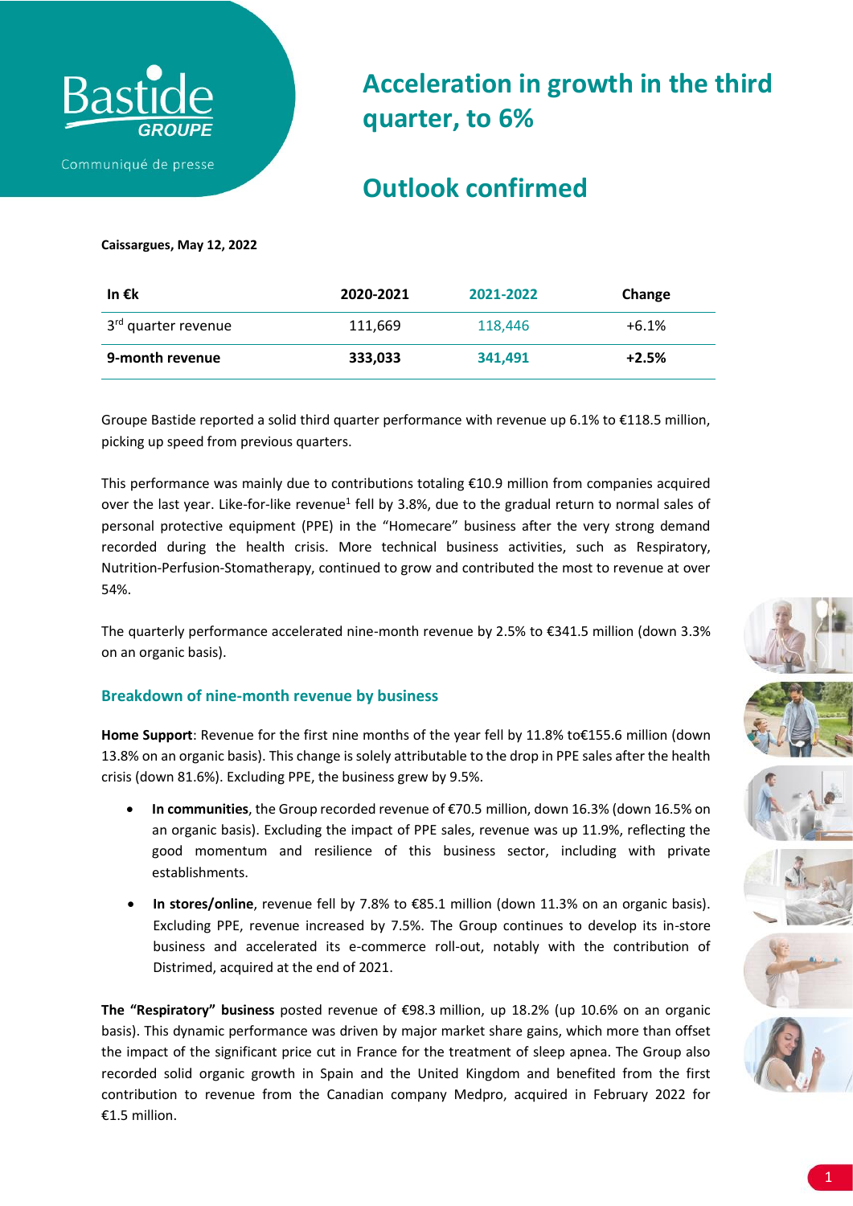Bastide GROUPE

Communiqué de presse

# Acceleration in growth in the third quarter, to 6%

# Outlook confirmed

**Caissargues, May 12, 2022**

| In €k | 2020-2021 | 2021-2022 | Change |
|---|---|---|---|
| 3rd quarter revenue | 111,669 | 118,446 | +6.1% |
| **9-month revenue** | **333,033** | **341,491** | **+2.5%** |

Groupe Bastide reported a solid third quarter performance with revenue up 6.1% to €118.5 million, picking up speed from previous quarters.

This performance was mainly due to contributions totaling €10.9 million from companies acquired over the last year. Like-for-like revenue[1] fell by 3.8%, due to the gradual return to normal sales of personal protective equipment (PPE) in the "Homecare" business after the very strong demand recorded during the health crisis. More technical business activities, such as Respiratory, Nutrition-Perfusion-Stomatherapy, continued to grow and contributed the most to revenue at over 54%.

The quarterly performance accelerated nine-month revenue by 2.5% to €341.5 million (down 3.3% on an organic basis).

## Breakdown of nine-month revenue by business

**Home Support**: Revenue for the first nine months of the year fell by 11.8% to€155.6 million (down 13.8% on an organic basis). This change is solely attributable to the drop in PPE sales after the health crisis (down 81.6%). Excluding PPE, the business grew by 9.5%.

- **In communities**, the Group recorded revenue of €70.5 million, down 16.3% (down 16.5% on an organic basis). Excluding the impact of PPE sales, revenue was up 11.9%, reflecting the good momentum and resilience of this business sector, including with private establishments.
- **In stores/online**, revenue fell by 7.8% to €85.1 million (down 11.3% on an organic basis). Excluding PPE, revenue increased by 7.5%. The Group continues to develop its in-store business and accelerated its e-commerce roll-out, notably with the contribution of Distrimed, acquired at the end of 2021.

**The "Respiratory" business** posted revenue of €98.3 million, up 18.2% (up 10.6% on an organic basis). This dynamic performance was driven by major market share gains, which more than offset the impact of the significant price cut in France for the treatment of sleep apnea. The Group also recorded solid organic growth in Spain and the United Kingdom and benefited from the first contribution to revenue from the Canadian company Medpro, acquired in February 2022 for €1.5 million.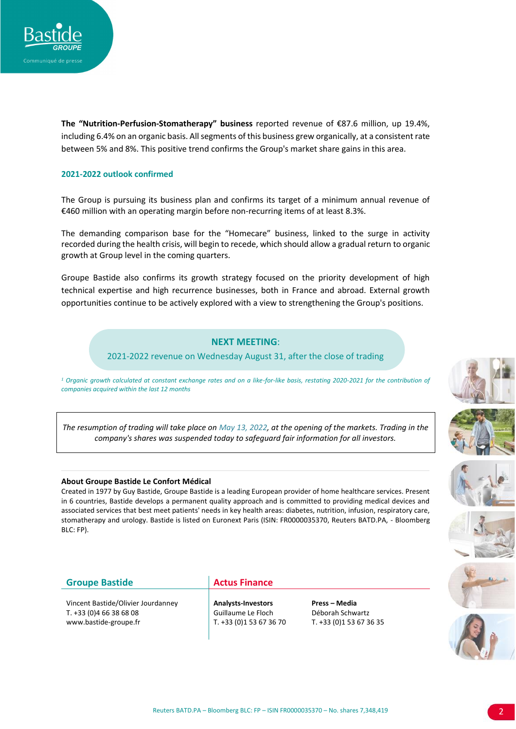**The "Nutrition-Perfusion-Stomatherapy" business** reported revenue of €87.6 million, up 19.4%, including 6.4% on an organic basis. All segments of this business grew organically, at a consistent rate between 5% and 8%. This positive trend confirms the Group's market share gains in this area.

## 2021-2022 outlook confirmed

The Group is pursuing its business plan and confirms its target of a minimum annual revenue of €460 million with an operating margin before non-recurring items of at least 8.3%.

The demanding comparison base for the "Homecare" business, linked to the surge in activity recorded during the health crisis, will begin to recede, which should allow a gradual return to organic growth at Group level in the coming quarters.

Groupe Bastide also confirms its growth strategy focused on the priority development of high technical expertise and high recurrence businesses, both in France and abroad. External growth opportunities continue to be actively explored with a view to strengthening the Group's positions.

**NEXT MEETING:**

2021-2022 revenue on Wednesday August 31, after the close of trading

*[1] Organic growth calculated at constant exchange rates and on a like-for-like basis, restating 2020-2021 for the contribution of companies acquired within the last 12 months*

*The resumption of trading will take place on May 13, 2022, at the opening of the markets. Trading in the company's shares was suspended today to safeguard fair information for all investors.*

**About Groupe Bastide Le Confort Médical**

Created in 1977 by Guy Bastide, Groupe Bastide is a leading European provider of home healthcare services. Present in 6 countries, Bastide develops a permanent quality approach and is committed to providing medical devices and associated services that best meet patients' needs in key health areas: diabetes, nutrition, infusion, respiratory care, stomatherapy and urology. Bastide is listed on Euronext Paris (ISIN: FR0000035370, Reuters BATD.PA, - Bloomberg BLC: FP).

| **Groupe Bastide** | **Actus Finance** | |
|---|---|---|
| Vincent Bastide/Olivier Jourdanney<br>T. +33 (0)4 66 38 68 08<br>www.bastide-groupe.fr | **Analysts-Investors**<br>Guillaume Le Floch<br>T. +33 (0)1 53 67 36 70 | **Press – Media**<br>Déborah Schwartz<br>T. +33 (0)1 53 67 36 35 |